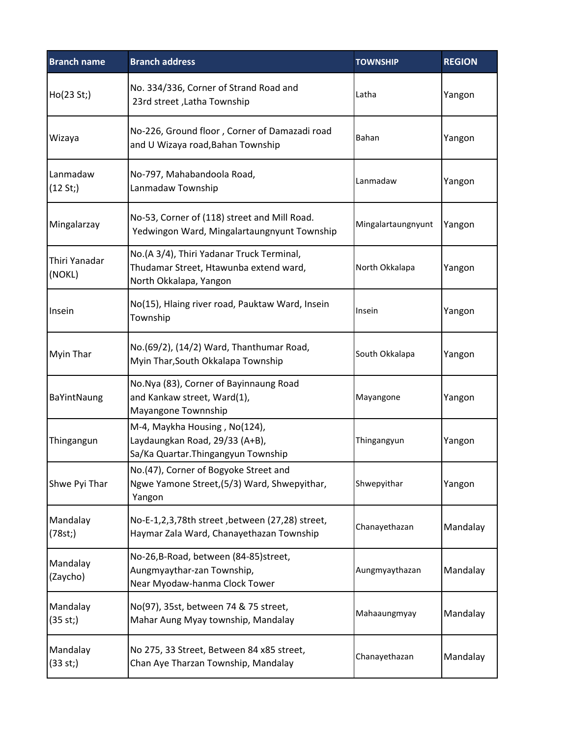| Branch name | Branch address | TOWNSHIP | REGION |
|---|---|---|---|
| Ho(23 St;) | No. 334/336, Corner of Strand Road and 23rd street ,Latha Township | Latha | Yangon |
| Wizaya | No-226, Ground floor , Corner of Damazadi road and U Wizaya road,Bahan Township | Bahan | Yangon |
| Lanmadaw (12 St;) | No-797, Mahabandoola Road, Lanmadaw Township | Lanmadaw | Yangon |
| Mingalarzay | No-53, Corner of (118) street and Mill Road. Yedwingon Ward, Mingalartaungnyunt Township | Mingalartaungnyunt | Yangon |
| Thiri Yanadar (NOKL) | No.(A 3/4), Thiri Yadanar Truck Terminal, Thudamar Street, Htawunba extend ward, North Okkalapa, Yangon | North Okkalapa | Yangon |
| Insein | No(15), Hlaing river road, Pauktaw Ward, Insein Township | Insein | Yangon |
| Myin Thar | No.(69/2), (14/2) Ward, Thanthumar Road, Myin Thar,South Okkalapa Township | South Okkalapa | Yangon |
| BaYintNaung | No.Nya (83), Corner of Bayinnaung Road and Kankaw street, Ward(1), Mayangone Townnship | Mayangone | Yangon |
| Thingangun | M-4, Maykha Housing , No(124), Laydaungkan Road, 29/33 (A+B), Sa/Ka Quartar.Thingangyun Township | Thingangyun | Yangon |
| Shwe Pyi Thar | No.(47), Corner of Bogyoke Street and Ngwe Yamone Street,(5/3) Ward, Shwepyithar, Yangon | Shwepyithar | Yangon |
| Mandalay (78st;) | No-E-1,2,3,78th street ,between (27,28) street, Haymar Zala Ward, Chanayethazan Township | Chanayethazan | Mandalay |
| Mandalay (Zaycho) | No-26,B-Road, between (84-85)street, Aungmyaythar-zan Township, Near Myodaw-hanma Clock Tower | Aungmyaythazan | Mandalay |
| Mandalay (35 st;) | No(97), 35st, between 74 & 75 street, Mahar Aung Myay township, Mandalay | Mahaaungmyay | Mandalay |
| Mandalay (33 st;) | No 275, 33 Street, Between 84 x85 street, Chan Aye Tharzan Township, Mandalay | Chanayethazan | Mandalay |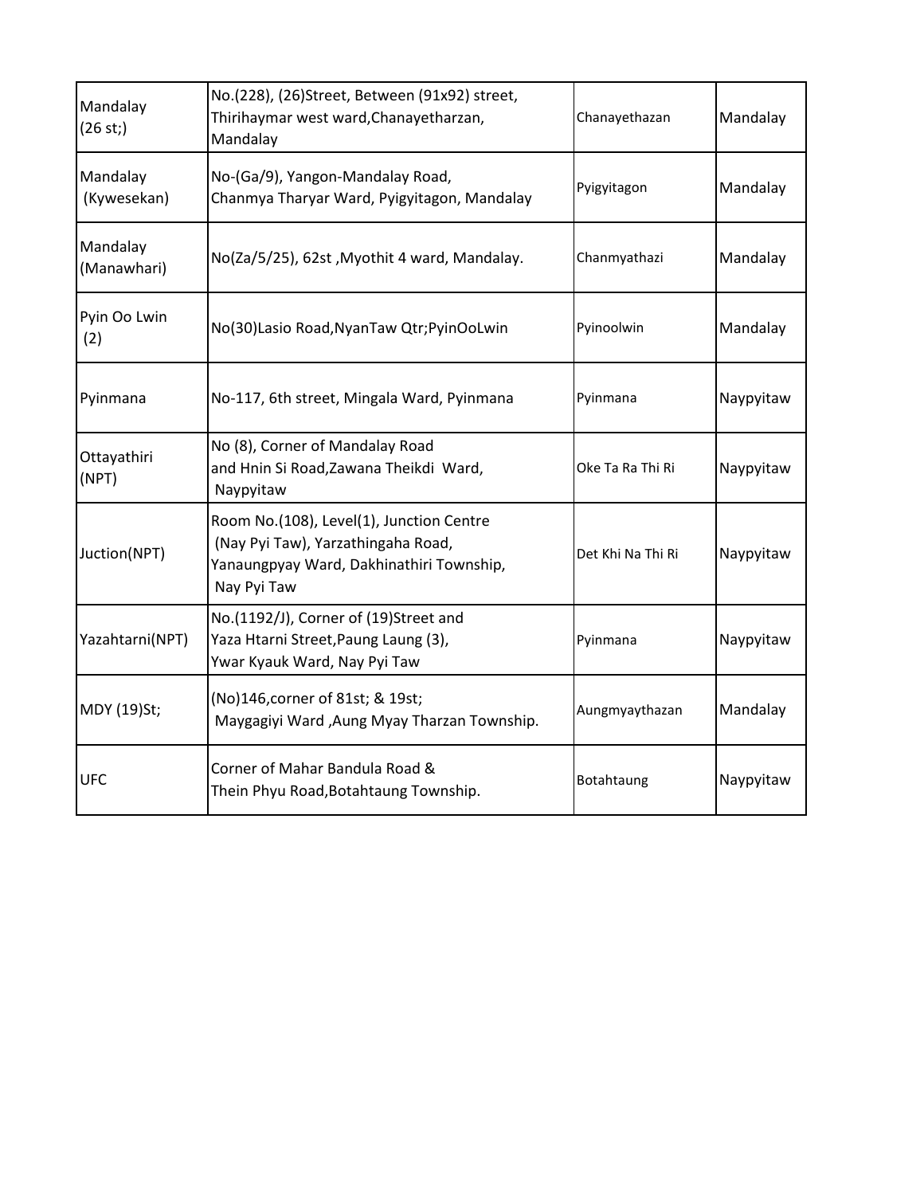| | | | |
|---|---|---|---|
| Mandalay (26 st;) | No.(228), (26)Street, Between (91x92) street, Thirihaymar west ward,Chanayetharzan, Mandalay | Chanayethazan | Mandalay |
| Mandalay (Kywesekan) | No-(Ga/9), Yangon-Mandalay Road, Chanmya Tharyar Ward, Pyigyitagon, Mandalay | Pyigyitagon | Mandalay |
| Mandalay (Manawhari) | No(Za/5/25), 62st ,Myothit 4 ward, Mandalay. | Chanmyathazi | Mandalay |
| Pyin Oo Lwin (2) | No(30)Lasio Road,NyanTaw Qtr;PyinOoLwin | Pyinoolwin | Mandalay |
| Pyinmana | No-117, 6th street, Mingala Ward, Pyinmana | Pyinmana | Naypyitaw |
| Ottayathiri (NPT) | No (8), Corner of Mandalay Road and Hnin Si Road,Zawana Theikdi Ward, Naypyitaw | Oke Ta Ra Thi Ri | Naypyitaw |
| Juction(NPT) | Room No.(108), Level(1), Junction Centre (Nay Pyi Taw), Yarzathingaha Road, Yanaungpyay Ward, Dakhinathiri Township, Nay Pyi Taw | Det Khi Na Thi Ri | Naypyitaw |
| Yazahtarni(NPT) | No.(1192/J), Corner of (19)Street and Yaza Htarni Street,Paung Laung (3), Ywar Kyauk Ward, Nay Pyi Taw | Pyinmana | Naypyitaw |
| MDY (19)St; | (No)146,corner of 81st; & 19st; Maygagiyi Ward ,Aung Myay Tharzan Township. | Aungmyaythazan | Mandalay |
| UFC | Corner of Mahar Bandula Road & Thein Phyu Road,Botahtaung Township. | Botahtaung | Naypyitaw |